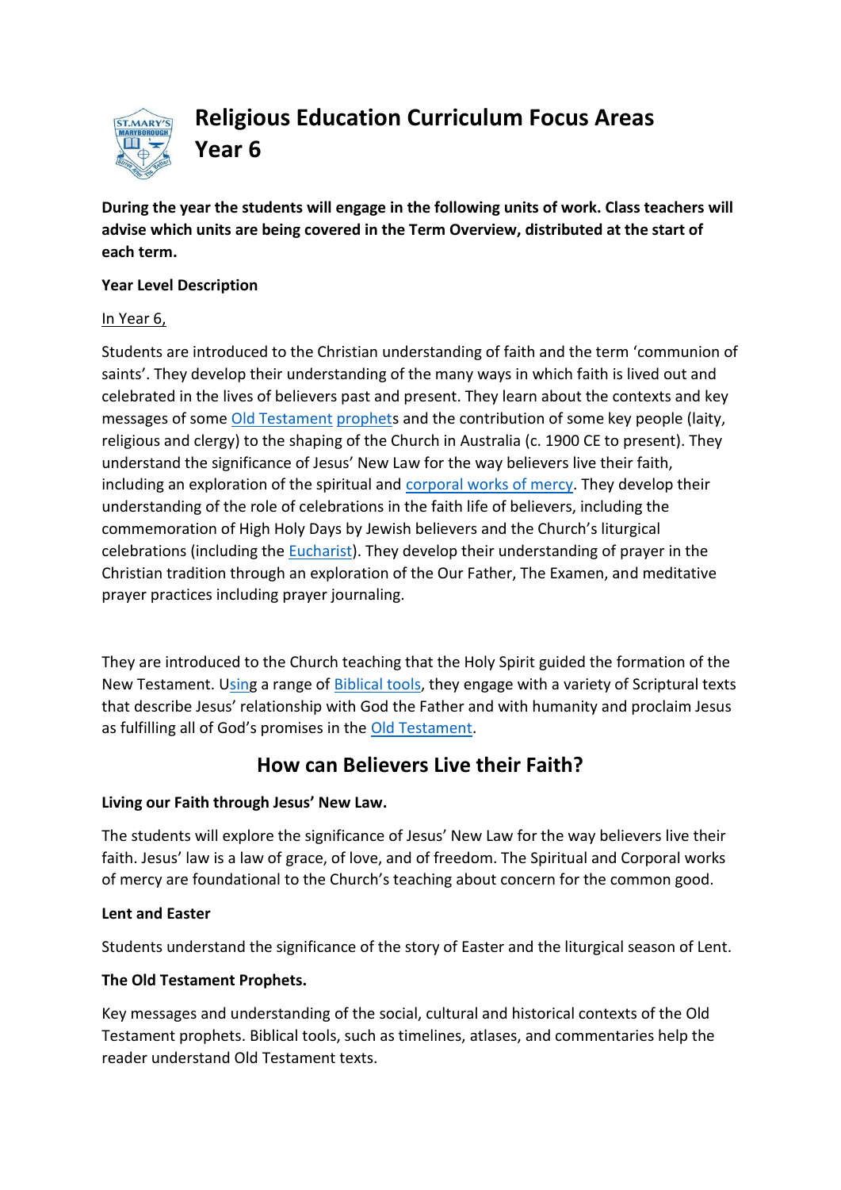# Religious Education Curriculum Focus Areas Year 6

**During the year the students will engage in the following units of work. Class teachers will advise which units are being covered in the Term Overview, distributed at the start of each term.**

**Year Level Description**

In Year 6,

Students are introduced to the Christian understanding of faith and the term 'communion of saints'. They develop their understanding of the many ways in which faith is lived out and celebrated in the lives of believers past and present. They learn about the contexts and key messages of some Old Testament prophets and the contribution of some key people (laity, religious and clergy) to the shaping of the Church in Australia (c. 1900 CE to present). They understand the significance of Jesus' New Law for the way believers live their faith, including an exploration of the spiritual and corporal works of mercy. They develop their understanding of the role of celebrations in the faith life of believers, including the commemoration of High Holy Days by Jewish believers and the Church's liturgical celebrations (including the Eucharist). They develop their understanding of prayer in the Christian tradition through an exploration of the Our Father, The Examen, and meditative prayer practices including prayer journaling.

They are introduced to the Church teaching that the Holy Spirit guided the formation of the New Testament. Using a range of Biblical tools, they engage with a variety of Scriptural texts that describe Jesus' relationship with God the Father and with humanity and proclaim Jesus as fulfilling all of God's promises in the Old Testament.

## How can Believers Live their Faith?

**Living our Faith through Jesus' New Law.**

The students will explore the significance of Jesus' New Law for the way believers live their faith. Jesus' law is a law of grace, of love, and of freedom. The Spiritual and Corporal works of mercy are foundational to the Church's teaching about concern for the common good.

**Lent and Easter**

Students understand the significance of the story of Easter and the liturgical season of Lent.

**The Old Testament Prophets.**

Key messages and understanding of the social, cultural and historical contexts of the Old Testament prophets. Biblical tools, such as timelines, atlases, and commentaries help the reader understand Old Testament texts.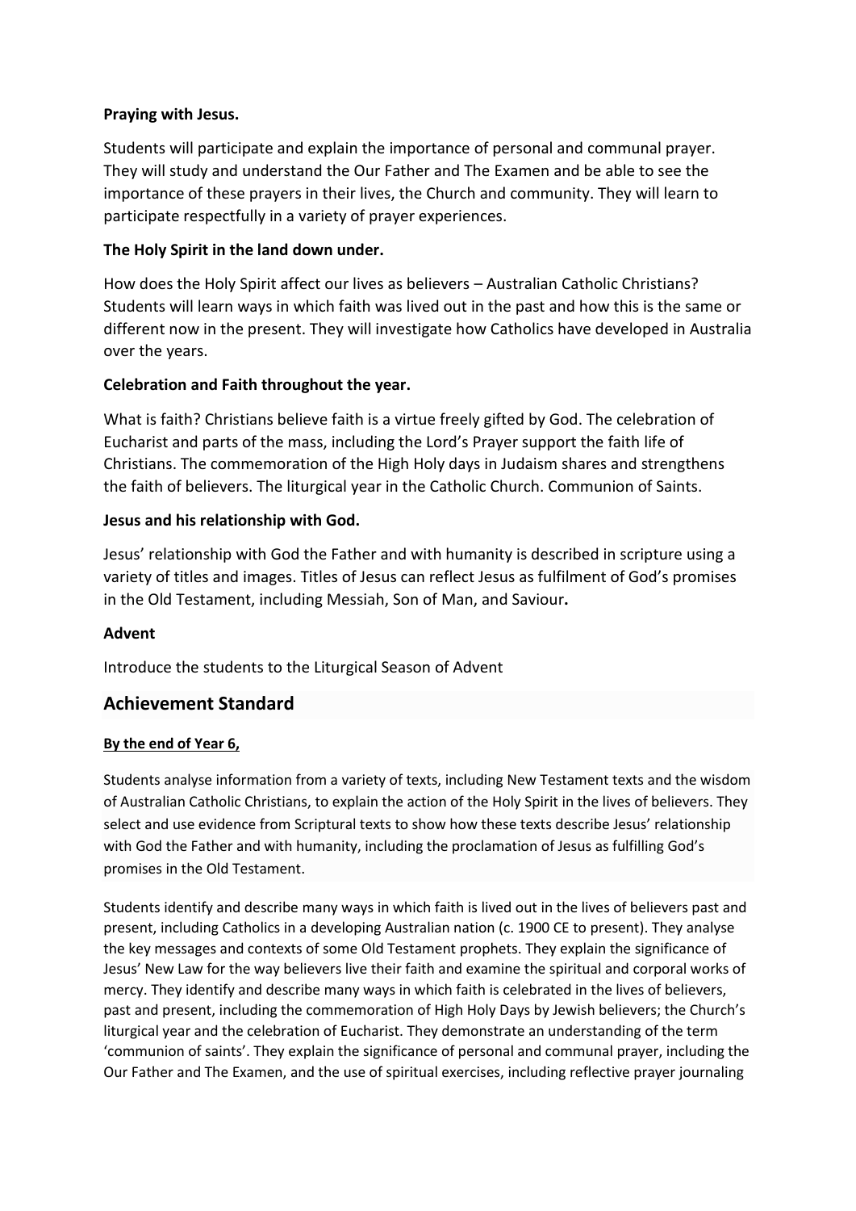**Praying with Jesus.**

Students will participate and explain the importance of personal and communal prayer. They will study and understand the Our Father and The Examen and be able to see the importance of these prayers in their lives, the Church and community. They will learn to participate respectfully in a variety of prayer experiences.

**The Holy Spirit in the land down under.**

How does the Holy Spirit affect our lives as believers – Australian Catholic Christians? Students will learn ways in which faith was lived out in the past and how this is the same or different now in the present. They will investigate how Catholics have developed in Australia over the years.

**Celebration and Faith throughout the year.**

What is faith? Christians believe faith is a virtue freely gifted by God. The celebration of Eucharist and parts of the mass, including the Lord's Prayer support the faith life of Christians. The commemoration of the High Holy days in Judaism shares and strengthens the faith of believers. The liturgical year in the Catholic Church. Communion of Saints.

**Jesus and his relationship with God.**

Jesus' relationship with God the Father and with humanity is described in scripture using a variety of titles and images. Titles of Jesus can reflect Jesus as fulfilment of God's promises in the Old Testament, including Messiah, Son of Man, and Saviour**.**

**Advent**

Introduce the students to the Liturgical Season of Advent

## Achievement Standard

**By the end of Year 6,**

Students analyse information from a variety of texts, including New Testament texts and the wisdom of Australian Catholic Christians, to explain the action of the Holy Spirit in the lives of believers. They select and use evidence from Scriptural texts to show how these texts describe Jesus' relationship with God the Father and with humanity, including the proclamation of Jesus as fulfilling God's promises in the Old Testament.

Students identify and describe many ways in which faith is lived out in the lives of believers past and present, including Catholics in a developing Australian nation (c. 1900 CE to present). They analyse the key messages and contexts of some Old Testament prophets. They explain the significance of Jesus' New Law for the way believers live their faith and examine the spiritual and corporal works of mercy. They identify and describe many ways in which faith is celebrated in the lives of believers, past and present, including the commemoration of High Holy Days by Jewish believers; the Church's liturgical year and the celebration of Eucharist. They demonstrate an understanding of the term 'communion of saints'. They explain the significance of personal and communal prayer, including the Our Father and The Examen, and the use of spiritual exercises, including reflective prayer journaling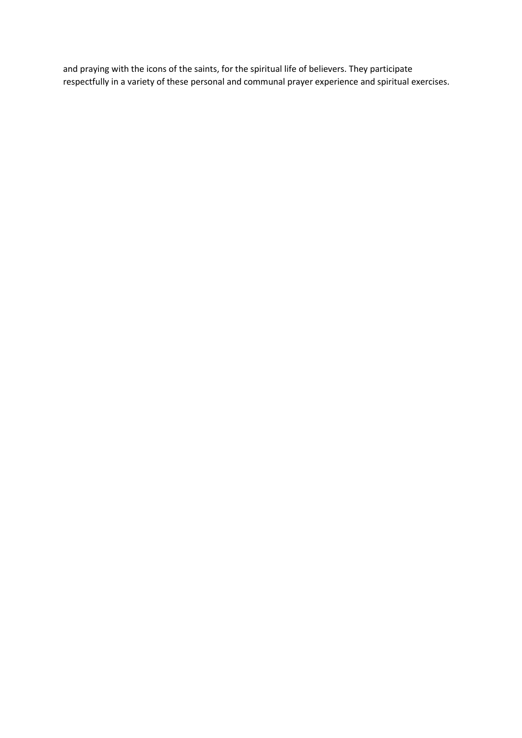and praying with the icons of the saints, for the spiritual life of believers. They participate respectfully in a variety of these personal and communal prayer experience and spiritual exercises.